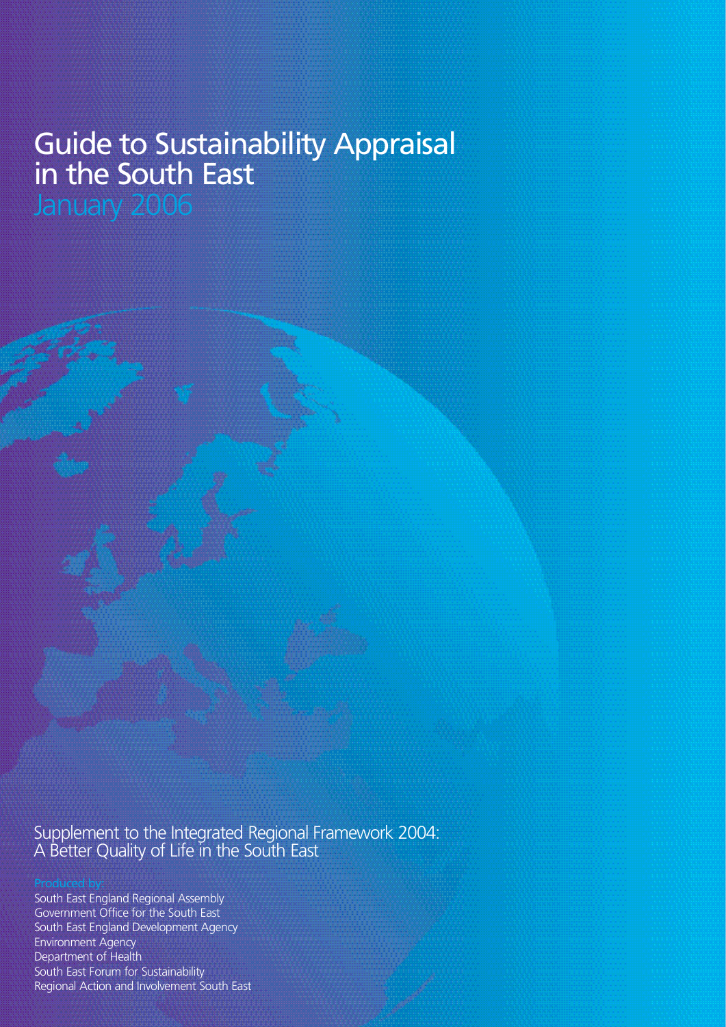# Guide to Sustainability Appraisal in the South East

January 2006

Supplement to the Integrated Regional Framework 2004: A Better Quality of Life in the South East

Produced by:

South East England Regional Assembly
Government Office for the South East
South East England Development Agency
Environment Agency
Department of Health
South East Forum for Sustainability
Regional Action and Involvement South East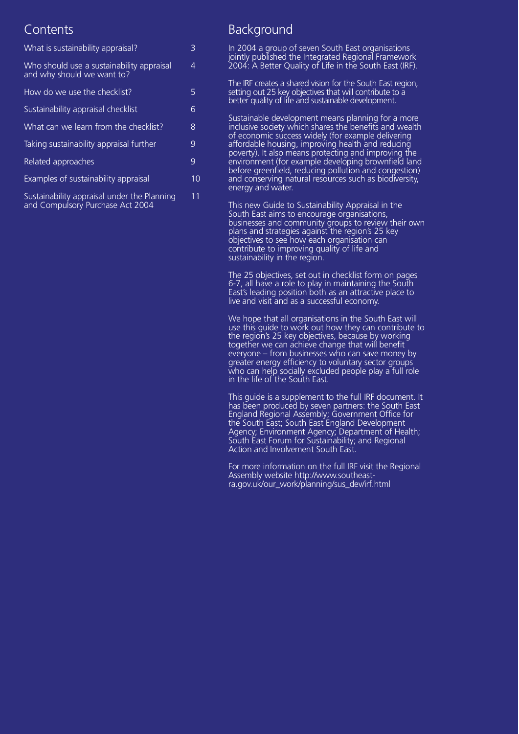## Contents

| | |
|---|---|
| What is sustainability appraisal? | 3 |
| Who should use a sustainability appraisal and why should we want to? | 4 |
| How do we use the checklist? | 5 |
| Sustainability appraisal checklist | 6 |
| What can we learn from the checklist? | 8 |
| Taking sustainability appraisal further | 9 |
| Related approaches | 9 |
| Examples of sustainability appraisal | 10 |
| Sustainability appraisal under the Planning and Compulsory Purchase Act 2004 | 11 |

## Background

In 2004 a group of seven South East organisations jointly published the Integrated Regional Framework 2004: A Better Quality of Life in the South East (IRF).

The IRF creates a shared vision for the South East region, setting out 25 key objectives that will contribute to a better quality of life and sustainable development.

Sustainable development means planning for a more inclusive society which shares the benefits and wealth of economic success widely (for example delivering affordable housing, improving health and reducing poverty). It also means protecting and improving the environment (for example developing brownfield land before greenfield, reducing pollution and congestion) and conserving natural resources such as biodiversity, energy and water.

This new Guide to Sustainability Appraisal in the South East aims to encourage organisations, businesses and community groups to review their own plans and strategies against the region's 25 key objectives to see how each organisation can contribute to improving quality of life and sustainability in the region.

The 25 objectives, set out in checklist form on pages 6-7, all have a role to play in maintaining the South East's leading position both as an attractive place to live and visit and as a successful economy.

We hope that all organisations in the South East will use this guide to work out how they can contribute to the region's 25 key objectives, because by working together we can achieve change that will benefit everyone – from businesses who can save money by greater energy efficiency to voluntary sector groups who can help socially excluded people play a full role in the life of the South East.

This guide is a supplement to the full IRF document. It has been produced by seven partners: the South East England Regional Assembly; Government Office for the South East; South East England Development Agency; Environment Agency; Department of Health; South East Forum for Sustainability; and Regional Action and Involvement South East.

For more information on the full IRF visit the Regional Assembly website http://www.southeast-ra.gov.uk/our_work/planning/sus_dev/irf.html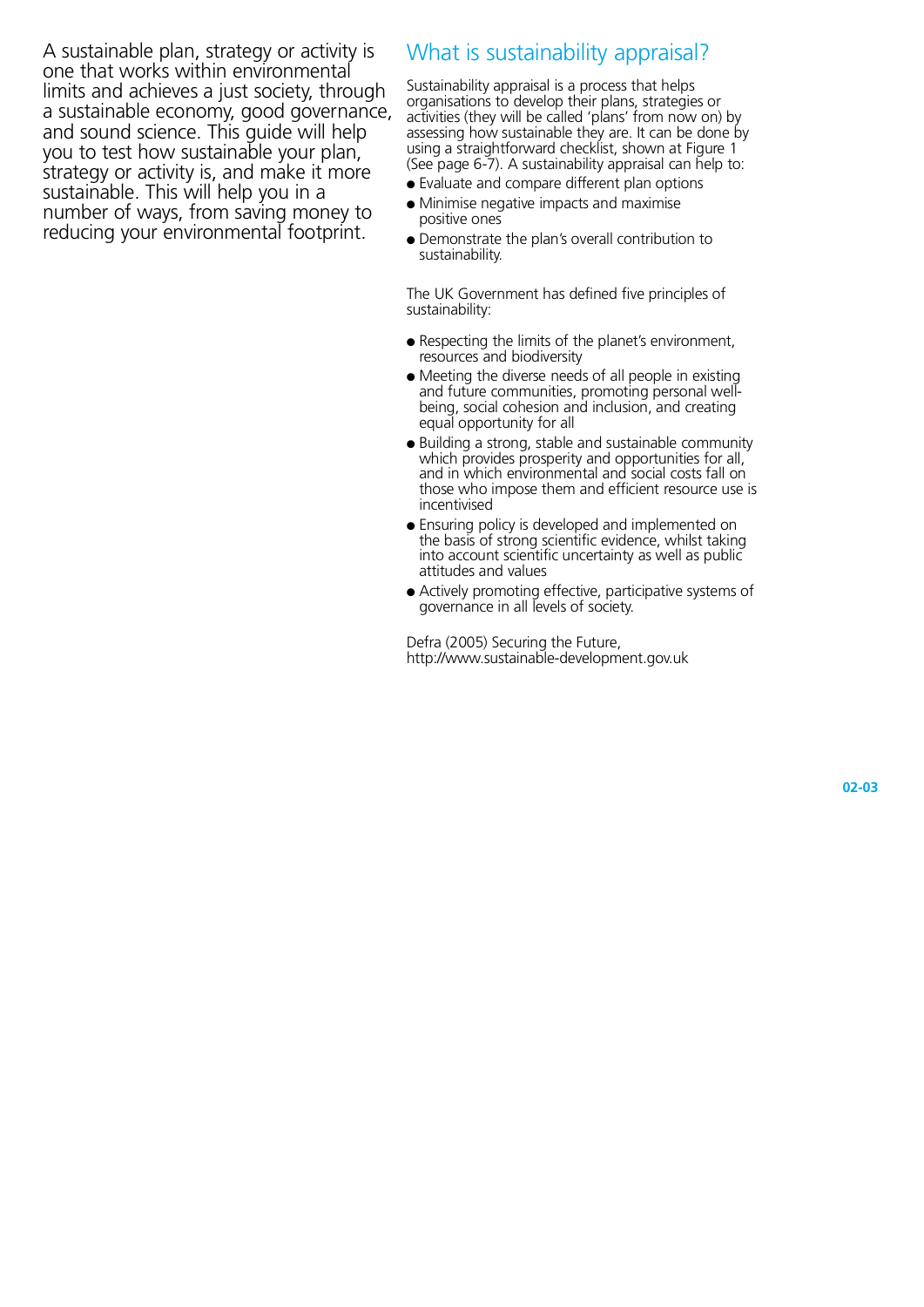A sustainable plan, strategy or activity is one that works within environmental limits and achieves a just society, through a sustainable economy, good governance, and sound science. This guide will help you to test how sustainable your plan, strategy or activity is, and make it more sustainable. This will help you in a number of ways, from saving money to reducing your environmental footprint.

## What is sustainability appraisal?

Sustainability appraisal is a process that helps organisations to develop their plans, strategies or activities (they will be called 'plans' from now on) by assessing how sustainable they are. It can be done by using a straightforward checklist, shown at Figure 1 (See page 6-7). A sustainability appraisal can help to:

- Evaluate and compare different plan options
- Minimise negative impacts and maximise positive ones
- Demonstrate the plan's overall contribution to sustainability.

The UK Government has defined five principles of sustainability:

- Respecting the limits of the planet's environment, resources and biodiversity
- Meeting the diverse needs of all people in existing and future communities, promoting personal well-being, social cohesion and inclusion, and creating equal opportunity for all
- Building a strong, stable and sustainable community which provides prosperity and opportunities for all, and in which environmental and social costs fall on those who impose them and efficient resource use is incentivised
- Ensuring policy is developed and implemented on the basis of strong scientific evidence, whilst taking into account scientific uncertainty as well as public attitudes and values
- Actively promoting effective, participative systems of governance in all levels of society.

Defra (2005) Securing the Future, http://www.sustainable-development.gov.uk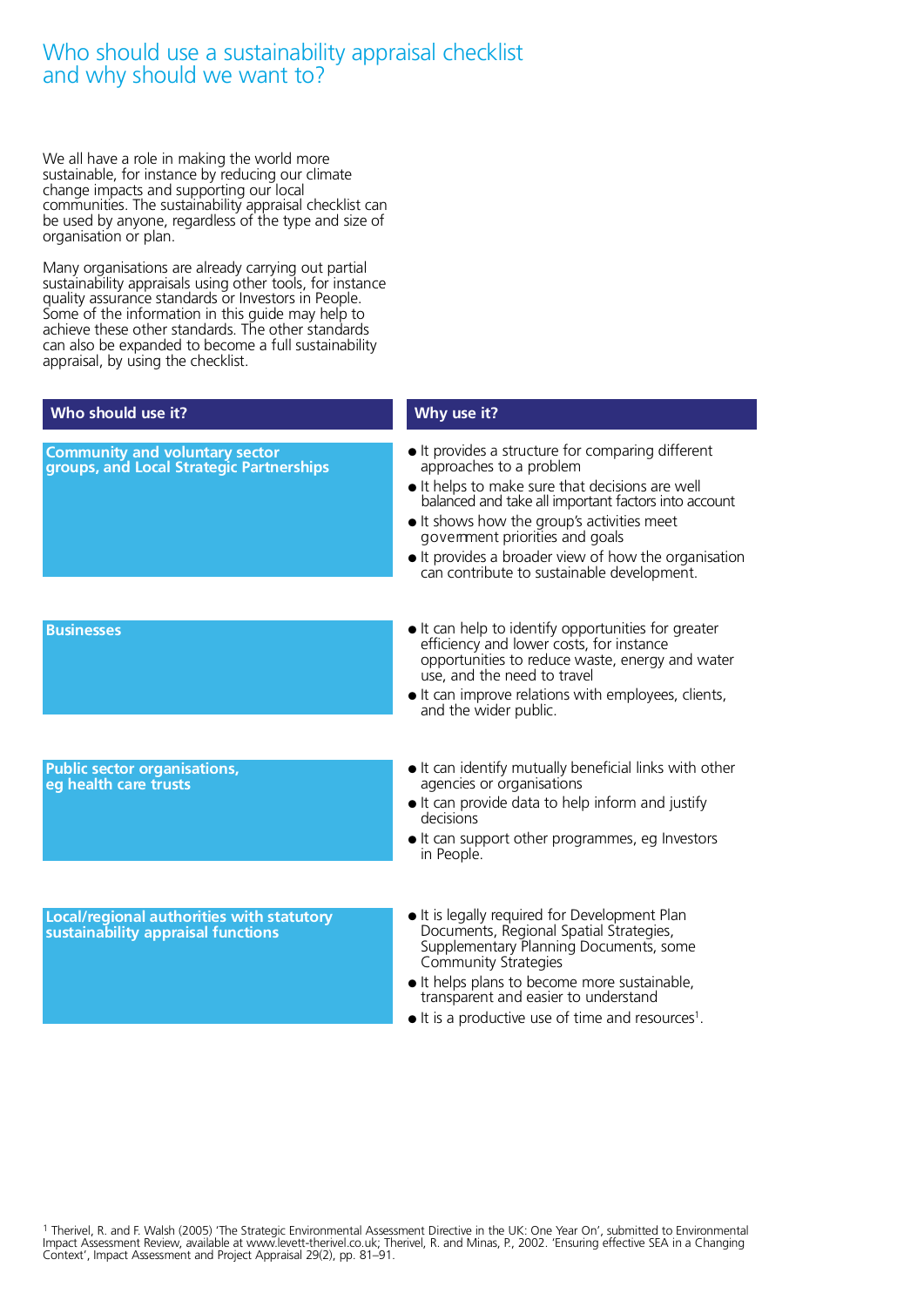# Who should use a sustainability appraisal checklist and why should we want to?

We all have a role in making the world more sustainable, for instance by reducing our climate change impacts and supporting our local communities. The sustainability appraisal checklist can be used by anyone, regardless of the type and size of organisation or plan.

Many organisations are already carrying out partial sustainability appraisals using other tools, for instance quality assurance standards or Investors in People. Some of the information in this guide may help to achieve these other standards. The other standards can also be expanded to become a full sustainability appraisal, by using the checklist.

| Who should use it? | Why use it? |
|---|---|
| **Community and voluntary sector groups, and Local Strategic Partnerships** | • It provides a structure for comparing different approaches to a problem<br>• It helps to make sure that decisions are well balanced and take all important factors into account<br>• It shows how the group's activities meet government priorities and goals<br>• It provides a broader view of how the organisation can contribute to sustainable development. |
| **Businesses** | • It can help to identify opportunities for greater efficiency and lower costs, for instance opportunities to reduce waste, energy and water use, and the need to travel<br>• It can improve relations with employees, clients, and the wider public. |
| **Public sector organisations, eg health care trusts** | • It can identify mutually beneficial links with other agencies or organisations<br>• It can provide data to help inform and justify decisions<br>• It can support other programmes, eg Investors in People. |
| **Local/regional authorities with statutory sustainability appraisal functions** | • It is legally required for Development Plan Documents, Regional Spatial Strategies, Supplementary Planning Documents, some Community Strategies<br>• It helps plans to become more sustainable, transparent and easier to understand<br>• It is a productive use of time and resources[1]. |

[1] Therivel, R. and F. Walsh (2005) 'The Strategic Environmental Assessment Directive in the UK: One Year On', submitted to Environmental Impact Assessment Review, available at www.levett-therivel.co.uk; Therivel, R. and Minas, P., 2002. 'Ensuring effective SEA in a Changing Context', Impact Assessment and Project Appraisal 29(2), pp. 81–91.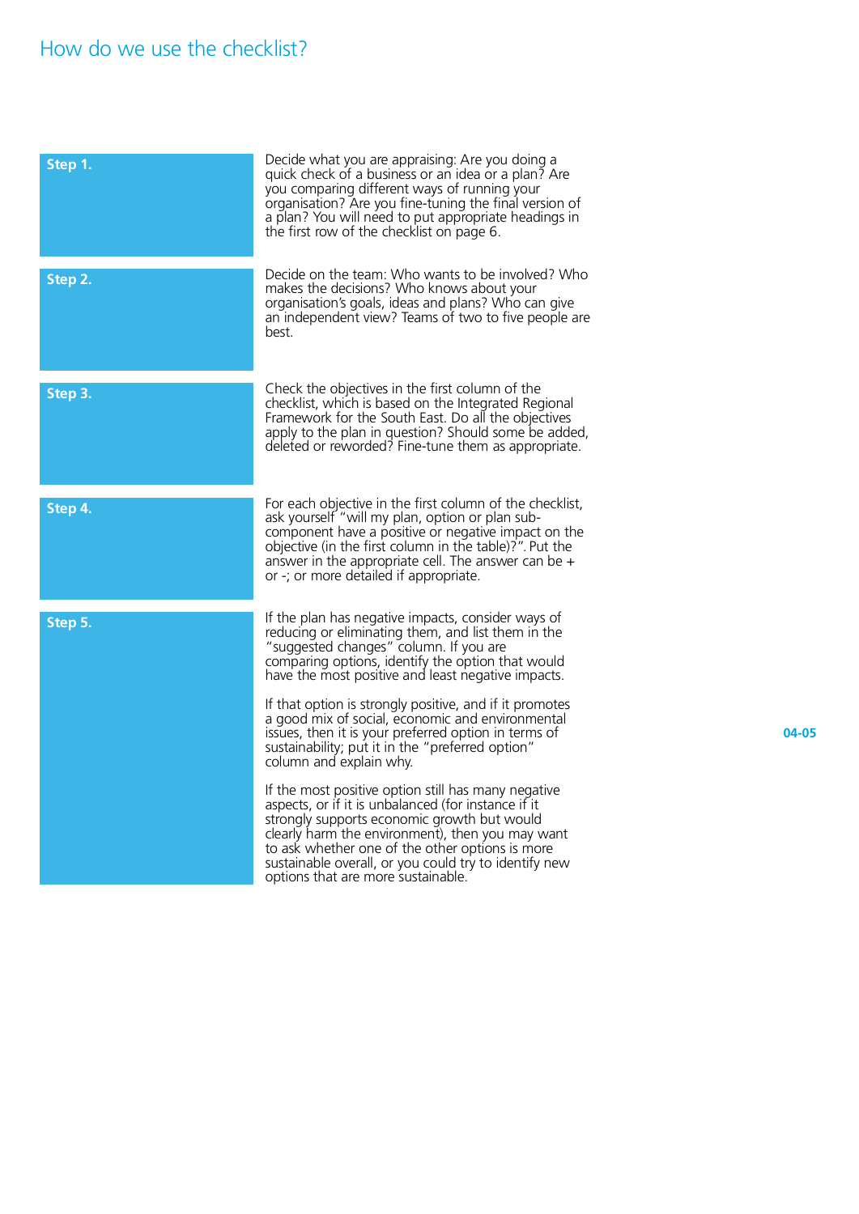# How do we use the checklist?

**Step 1.**

Decide what you are appraising: Are you doing a quick check of a business or an idea or a plan? Are you comparing different ways of running your organisation? Are you fine-tuning the final version of a plan? You will need to put appropriate headings in the first row of the checklist on page 6.

**Step 2.**

Decide on the team: Who wants to be involved? Who makes the decisions? Who knows about your organisation's goals, ideas and plans? Who can give an independent view? Teams of two to five people are best.

**Step 3.**

Check the objectives in the first column of the checklist, which is based on the Integrated Regional Framework for the South East. Do all the objectives apply to the plan in question? Should some be added, deleted or reworded? Fine-tune them as appropriate.

**Step 4.**

For each objective in the first column of the checklist, ask yourself "will my plan, option or plan sub-component have a positive or negative impact on the objective (in the first column in the table)?". Put the answer in the appropriate cell. The answer can be + or -; or more detailed if appropriate.

**Step 5.**

If the plan has negative impacts, consider ways of reducing or eliminating them, and list them in the "suggested changes" column. If you are comparing options, identify the option that would have the most positive and least negative impacts.

If that option is strongly positive, and if it promotes a good mix of social, economic and environmental issues, then it is your preferred option in terms of sustainability; put it in the "preferred option" column and explain why.

If the most positive option still has many negative aspects, or if it is unbalanced (for instance if it strongly supports economic growth but would clearly harm the environment), then you may want to ask whether one of the other options is more sustainable overall, or you could try to identify new options that are more sustainable.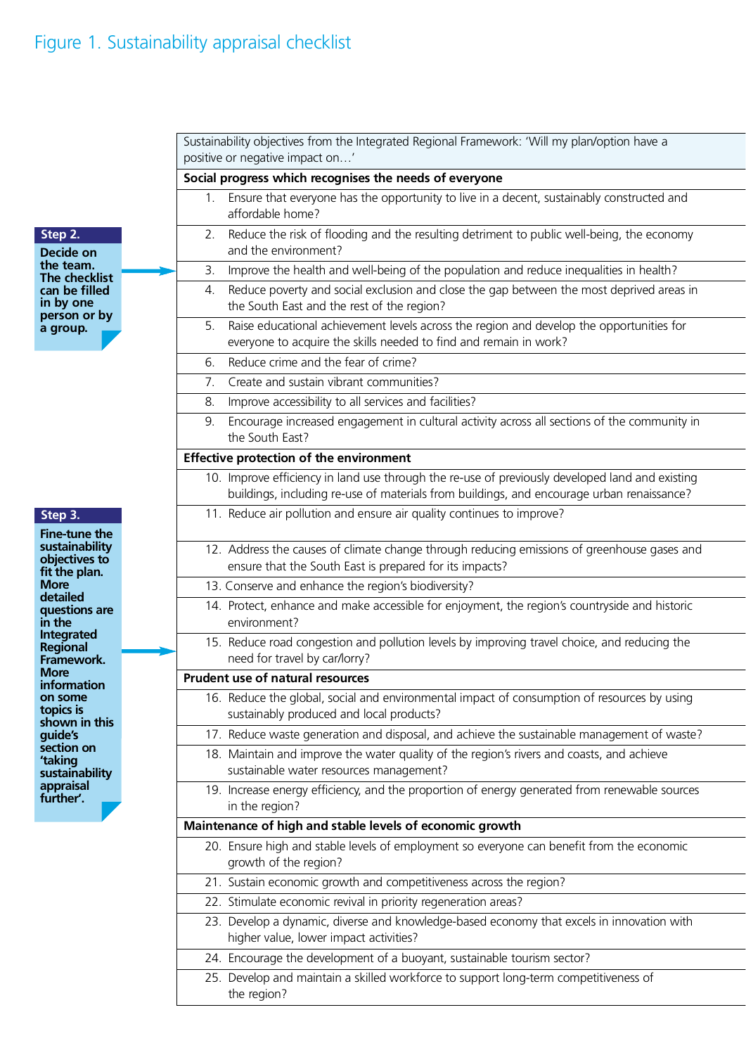# Figure 1. Sustainability appraisal checklist

**Step 2.**

**Decide on the team. The checklist can be filled in by one person or by a group.**

**Step 3.**

**Fine-tune the sustainability objectives to fit the plan. More detailed questions are in the Integrated Regional Framework. More information on some topics is shown in this guide's section on 'taking sustainability appraisal further'.**

| Sustainability objectives from the Integrated Regional Framework: 'Will my plan/option have a positive or negative impact on…' |
|---|
| **Social progress which recognises the needs of everyone** |
| 1. Ensure that everyone has the opportunity to live in a decent, sustainably constructed and affordable home? |
| 2. Reduce the risk of flooding and the resulting detriment to public well-being, the economy and the environment? |
| 3. Improve the health and well-being of the population and reduce inequalities in health? |
| 4. Reduce poverty and social exclusion and close the gap between the most deprived areas in the South East and the rest of the region? |
| 5. Raise educational achievement levels across the region and develop the opportunities for everyone to acquire the skills needed to find and remain in work? |
| 6. Reduce crime and the fear of crime? |
| 7. Create and sustain vibrant communities? |
| 8. Improve accessibility to all services and facilities? |
| 9. Encourage increased engagement in cultural activity across all sections of the community in the South East? |
| **Effective protection of the environment** |
| 10. Improve efficiency in land use through the re-use of previously developed land and existing buildings, including re-use of materials from buildings, and encourage urban renaissance? |
| 11. Reduce air pollution and ensure air quality continues to improve? |
| 12. Address the causes of climate change through reducing emissions of greenhouse gases and ensure that the South East is prepared for its impacts? |
| 13. Conserve and enhance the region's biodiversity? |
| 14. Protect, enhance and make accessible for enjoyment, the region's countryside and historic environment? |
| 15. Reduce road congestion and pollution levels by improving travel choice, and reducing the need for travel by car/lorry? |
| **Prudent use of natural resources** |
| 16. Reduce the global, social and environmental impact of consumption of resources by using sustainably produced and local products? |
| 17. Reduce waste generation and disposal, and achieve the sustainable management of waste? |
| 18. Maintain and improve the water quality of the region's rivers and coasts, and achieve sustainable water resources management? |
| 19. Increase energy efficiency, and the proportion of energy generated from renewable sources in the region? |
| **Maintenance of high and stable levels of economic growth** |
| 20. Ensure high and stable levels of employment so everyone can benefit from the economic growth of the region? |
| 21. Sustain economic growth and competitiveness across the region? |
| 22. Stimulate economic revival in priority regeneration areas? |
| 23. Develop a dynamic, diverse and knowledge-based economy that excels in innovation with higher value, lower impact activities? |
| 24. Encourage the development of a buoyant, sustainable tourism sector? |
| 25. Develop and maintain a skilled workforce to support long-term competitiveness of the region? |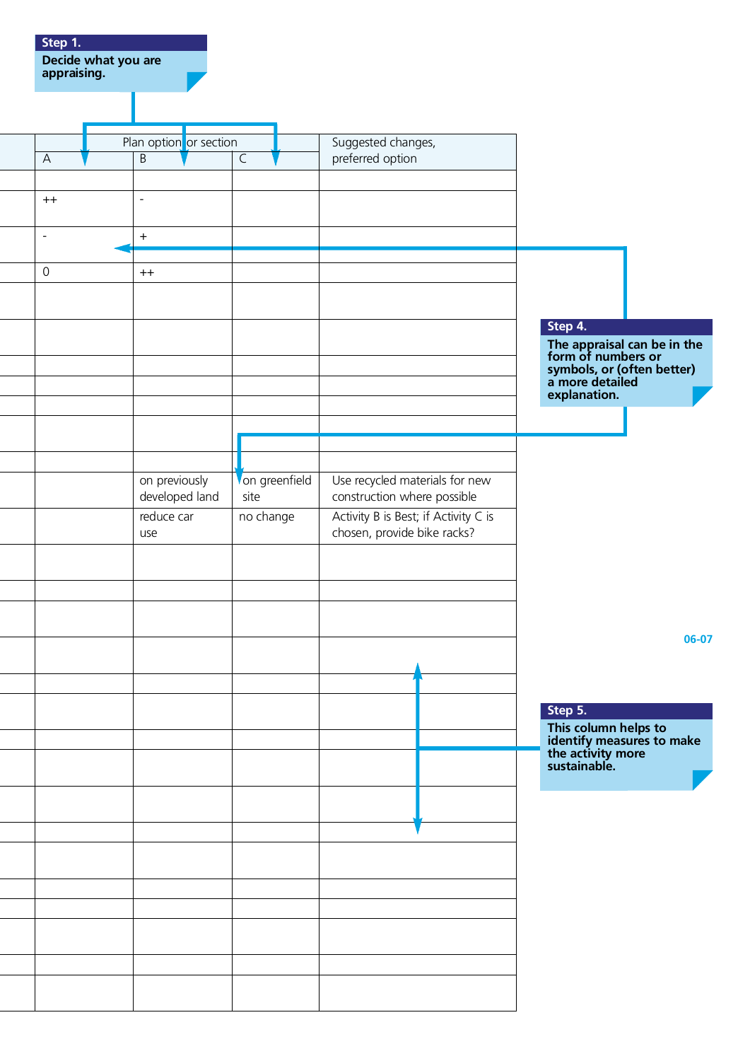**Step 1.**
**Decide what you are appraising.**

| | Plan option or section | | | Suggested changes, preferred option |
|---|---|---|---|---|
| | A | B | C | |
| | | | | |
| | ++ | - | | |
| | - | + | | |
| | 0 | ++ | | |
| | | | | |
| | | | | |
| | | | | |
| | | | | |
| | | | | |
| | | | | |
| | | | | |
| | | on previously developed land | on greenfield site | Use recycled materials for new construction where possible |
| | | reduce car use | no change | Activity B is Best; if Activity C is chosen, provide bike racks? |
| | | | | |
| | | | | |
| | | | | |
| | | | | |
| | | | | |
| | | | | |
| | | | | |
| | | | | |
| | | | | |
| | | | | |
| | | | | |
| | | | | |
| | | | | |
| | | | | |
| | | | | |
| | | | | |

**Step 4.**
**The appraisal can be in the form of numbers or symbols, or (often better) a more detailed explanation.**

**Step 5.**
**This column helps to identify measures to make the activity more sustainable.**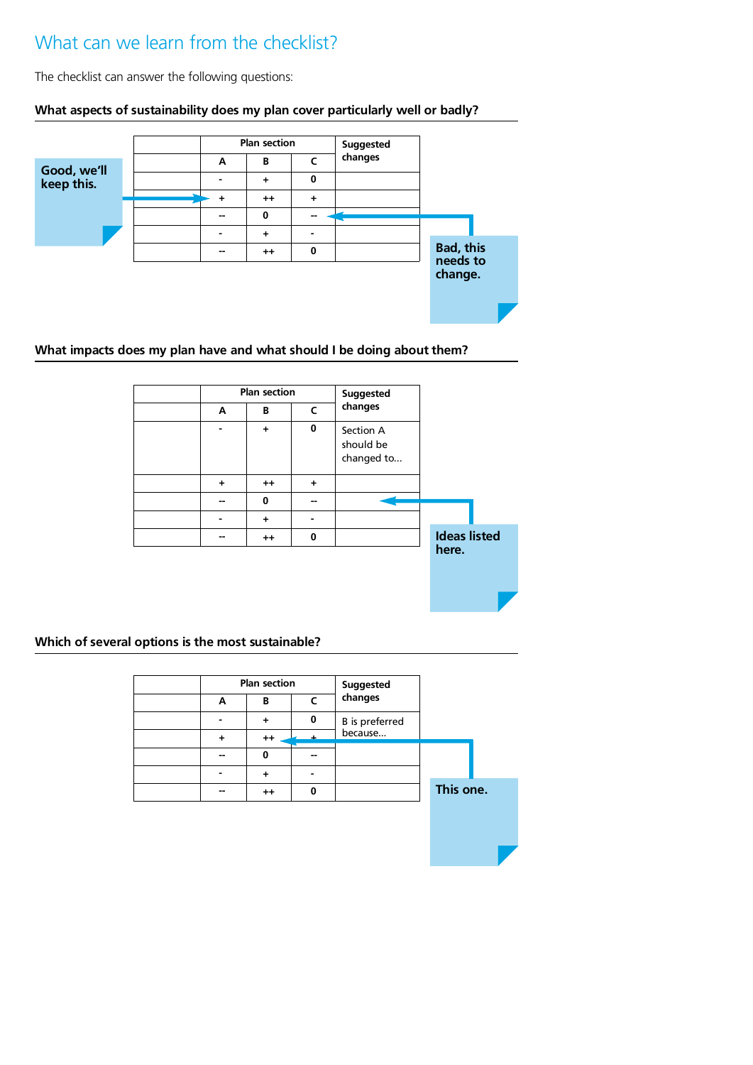## What can we learn from the checklist?

The checklist can answer the following questions:

### What aspects of sustainability does my plan cover particularly well or badly?

| | Plan section | | | Suggested changes |
|---|---|---|---|---|
| | A | B | C | |
| | - | + | 0 | |
| | + | ++ | + | |
| | -- | 0 | -- | |
| | - | + | - | |
| | -- | ++ | 0 | |

Good, we'll keep this.

Bad, this needs to change.

### What impacts does my plan have and what should I be doing about them?

| | Plan section | | | Suggested changes |
|---|---|---|---|---|
| | A | B | C | |
| | - | + | 0 | Section A should be changed to... |
| | + | ++ | + | |
| | -- | 0 | -- | |
| | - | + | - | |
| | -- | ++ | 0 | |

Ideas listed here.

### Which of several options is the most sustainable?

| | Plan section | | | Suggested changes |
|---|---|---|---|---|
| | A | B | C | |
| | - | + | 0 | B is preferred because... |
| | + | ++ | + | |
| | -- | 0 | -- | |
| | - | + | - | |
| | -- | ++ | 0 | |

This one.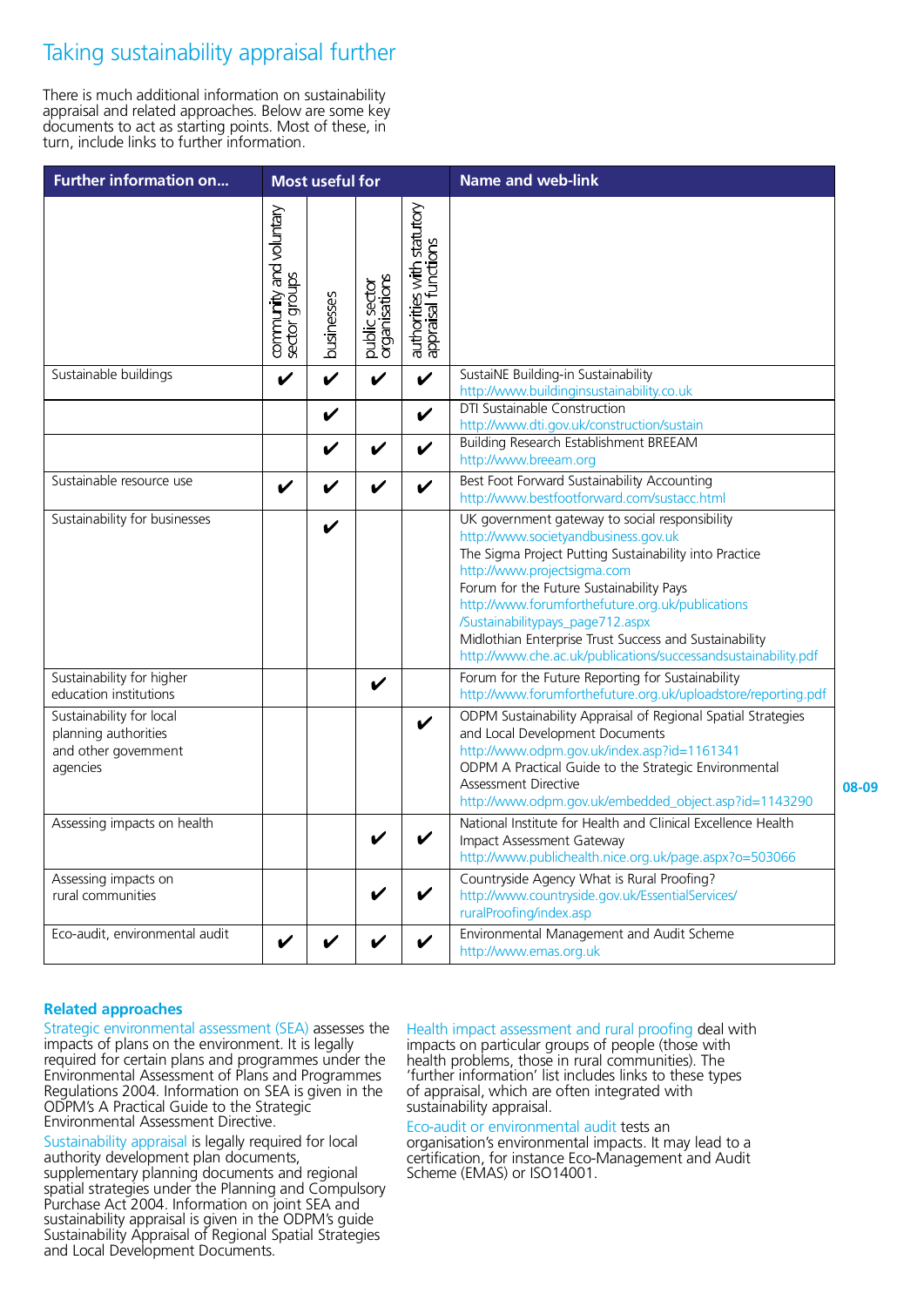# Taking sustainability appraisal further

There is much additional information on sustainability appraisal and related approaches. Below are some key documents to act as starting points. Most of these, in turn, include links to further information.

| Further information on... | Most useful for | | | | Name and web-link |
|---|---|---|---|---|---|
| | community and voluntary sector groups | businesses | public sector organisations | authorities with statutory appraisal functions | |
| Sustainable buildings | ✔ | ✔ | ✔ | ✔ | SustaiNE Building-in Sustainability http://www.buildinginsustainability.co.uk |
| | | ✔ | | ✔ | DTI Sustainable Construction http://www.dti.gov.uk/construction/sustain |
| | | ✔ | ✔ | ✔ | Building Research Establishment BREEAM http://www.breeam.org |
| Sustainable resource use | ✔ | ✔ | ✔ | ✔ | Best Foot Forward Sustainability Accounting http://www.bestfootforward.com/sustacc.html |
| Sustainability for businesses | | ✔ | | | UK government gateway to social responsibility http://www.societyandbusiness.gov.uk The Sigma Project Putting Sustainability into Practice http://www.projectsigma.com Forum for the Future Sustainability Pays http://www.forumforthefuture.org.uk/publications/Sustainabilitypays_page712.aspx Midlothian Enterprise Trust Success and Sustainability http://www.che.ac.uk/publications/successandsustainability.pdf |
| Sustainability for higher education institutions | | | ✔ | | Forum for the Future Reporting for Sustainability http://www.forumforthefuture.org.uk/uploadstore/reporting.pdf |
| Sustainability for local planning authorities and other government agencies | | | | ✔ | ODPM Sustainability Appraisal of Regional Spatial Strategies and Local Development Documents http://www.odpm.gov.uk/index.asp?id=1161341 ODPM A Practical Guide to the Strategic Environmental Assessment Directive http://www.odpm.gov.uk/embedded_object.asp?id=1143290 |
| Assessing impacts on health | | | ✔ | ✔ | National Institute for Health and Clinical Excellence Health Impact Assessment Gateway http://www.publichealth.nice.org.uk/page.aspx?o=503066 |
| Assessing impacts on rural communities | | | ✔ | ✔ | Countryside Agency What is Rural Proofing? http://www.countryside.gov.uk/EssentialServices/ruralProofing/index.asp |
| Eco-audit, environmental audit | ✔ | ✔ | ✔ | ✔ | Environmental Management and Audit Scheme http://www.emas.org.uk |

### Related approaches

Strategic environmental assessment (SEA) assesses the impacts of plans on the environment. It is legally required for certain plans and programmes under the Environmental Assessment of Plans and Programmes Regulations 2004. Information on SEA is given in the ODPM's A Practical Guide to the Strategic Environmental Assessment Directive.

Sustainability appraisal is legally required for local authority development plan documents, supplementary planning documents and regional spatial strategies under the Planning and Compulsory Purchase Act 2004. Information on joint SEA and sustainability appraisal is given in the ODPM's guide Sustainability Appraisal of Regional Spatial Strategies and Local Development Documents.

Health impact assessment and rural proofing deal with impacts on particular groups of people (those with health problems, those in rural communities). The 'further information' list includes links to these types of appraisal, which are often integrated with sustainability appraisal.

Eco-audit or environmental audit tests an organisation's environmental impacts. It may lead to a certification, for instance Eco-Management and Audit Scheme (EMAS) or ISO14001.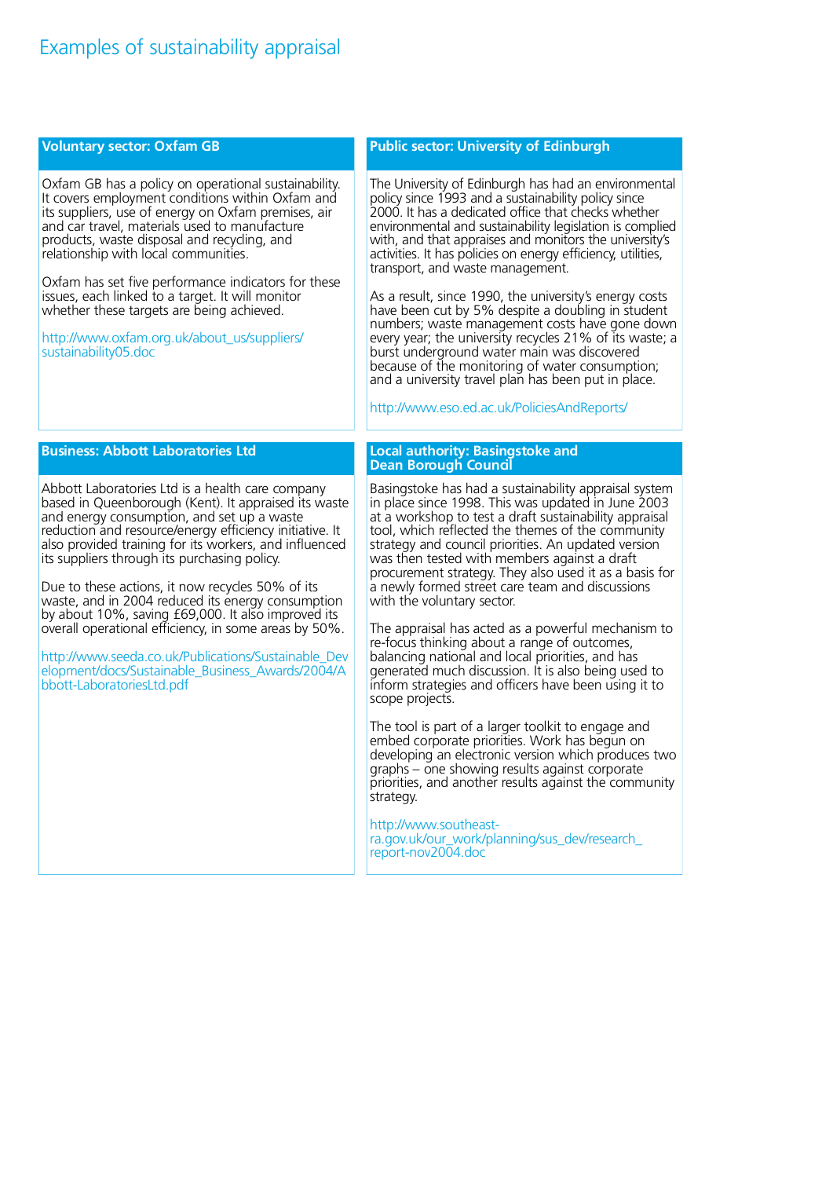# Examples of sustainability appraisal

## Voluntary sector: Oxfam GB

Oxfam GB has a policy on operational sustainability. It covers employment conditions within Oxfam and its suppliers, use of energy on Oxfam premises, air and car travel, materials used to manufacture products, waste disposal and recycling, and relationship with local communities.

Oxfam has set five performance indicators for these issues, each linked to a target. It will monitor whether these targets are being achieved.

http://www.oxfam.org.uk/about_us/suppliers/sustainability05.doc

## Public sector: University of Edinburgh

The University of Edinburgh has had an environmental policy since 1993 and a sustainability policy since 2000. It has a dedicated office that checks whether environmental and sustainability legislation is complied with, and that appraises and monitors the university's activities. It has policies on energy efficiency, utilities, transport, and waste management.

As a result, since 1990, the university's energy costs have been cut by 5% despite a doubling in student numbers; waste management costs have gone down every year; the university recycles 21% of its waste; a burst underground water main was discovered because of the monitoring of water consumption; and a university travel plan has been put in place.

http://www.eso.ed.ac.uk/PoliciesAndReports/

## Business: Abbott Laboratories Ltd

Abbott Laboratories Ltd is a health care company based in Queenborough (Kent). It appraised its waste and energy consumption, and set up a waste reduction and resource/energy efficiency initiative. It also provided training for its workers, and influenced its suppliers through its purchasing policy.

Due to these actions, it now recycles 50% of its waste, and in 2004 reduced its energy consumption by about 10%, saving £69,000. It also improved its overall operational efficiency, in some areas by 50%.

http://www.seeda.co.uk/Publications/Sustainable_Development/docs/Sustainable_Business_Awards/2004/Abbott-LaboratoriesLtd.pdf

## Local authority: Basingstoke and Dean Borough Council

Basingstoke has had a sustainability appraisal system in place since 1998. This was updated in June 2003 at a workshop to test a draft sustainability appraisal tool, which reflected the themes of the community strategy and council priorities. An updated version was then tested with members against a draft procurement strategy. They also used it as a basis for a newly formed street care team and discussions with the voluntary sector.

The appraisal has acted as a powerful mechanism to re-focus thinking about a range of outcomes, balancing national and local priorities, and has generated much discussion. It is also being used to inform strategies and officers have been using it to scope projects.

The tool is part of a larger toolkit to engage and embed corporate priorities. Work has begun on developing an electronic version which produces two graphs – one showing results against corporate priorities, and another results against the community strategy.

http://www.southeast-ra.gov.uk/our_work/planning/sus_dev/research_report-nov2004.doc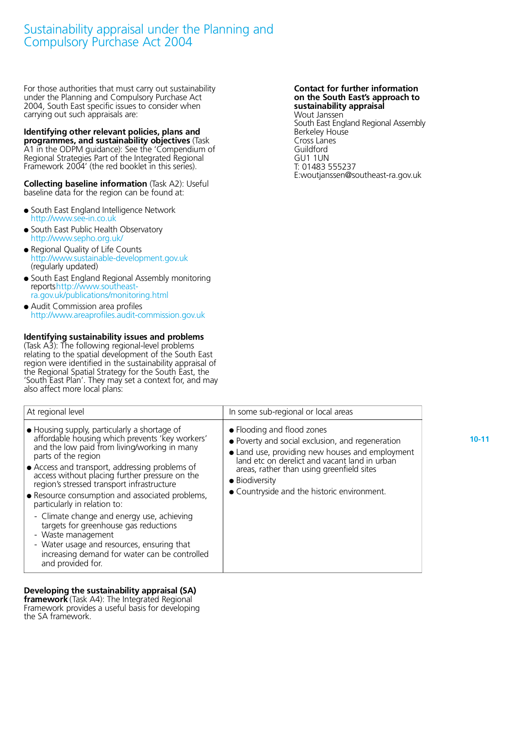# Sustainability appraisal under the Planning and Compulsory Purchase Act 2004

For those authorities that must carry out sustainability under the Planning and Compulsory Purchase Act 2004, South East specific issues to consider when carrying out such appraisals are:

**Identifying other relevant policies, plans and programmes, and sustainability objectives** (Task A1 in the ODPM guidance): See the 'Compendium of Regional Strategies Part of the Integrated Regional Framework 2004' (the red booklet in this series).

**Collecting baseline information** (Task A2): Useful baseline data for the region can be found at:

- South East England Intelligence Network http://www.see-in.co.uk
- South East Public Health Observatory http://www.sepho.org.uk/
- Regional Quality of Life Counts http://www.sustainable-development.gov.uk (regularly updated)
- South East England Regional Assembly monitoring reports http://www.southeast-ra.gov.uk/publications/monitoring.html
- Audit Commission area profiles http://www.areaprofiles.audit-commission.gov.uk

**Identifying sustainability issues and problems** (Task A3): The following regional-level problems relating to the spatial development of the South East region were identified in the sustainability appraisal of the Regional Spatial Strategy for the South East, the 'South East Plan'. They may set a context for, and may also affect more local plans:

| At regional level | In some sub-regional or local areas |
|---|---|
| • Housing supply, particularly a shortage of affordable housing which prevents 'key workers' and the low paid from living/working in many parts of the region<br>• Access and transport, addressing problems of access without placing further pressure on the region's stressed transport infrastructure<br>• Resource consumption and associated problems, particularly in relation to:<br>- Climate change and energy use, achieving targets for greenhouse gas reductions<br>- Waste management<br>- Water usage and resources, ensuring that increasing demand for water can be controlled and provided for. | • Flooding and flood zones<br>• Poverty and social exclusion, and regeneration<br>• Land use, providing new houses and employment land etc on derelict and vacant land in urban areas, rather than using greenfield sites<br>• Biodiversity<br>• Countryside and the historic environment. |

**Developing the sustainability appraisal (SA) framework** (Task A4): The Integrated Regional Framework provides a useful basis for developing the SA framework.

**Contact for further information on the South East's approach to sustainability appraisal**
Wout Janssen
South East England Regional Assembly
Berkeley House
Cross Lanes
Guildford
GU1 1UN
T: 01483 555237
E:woutjanssen@southeast-ra.gov.uk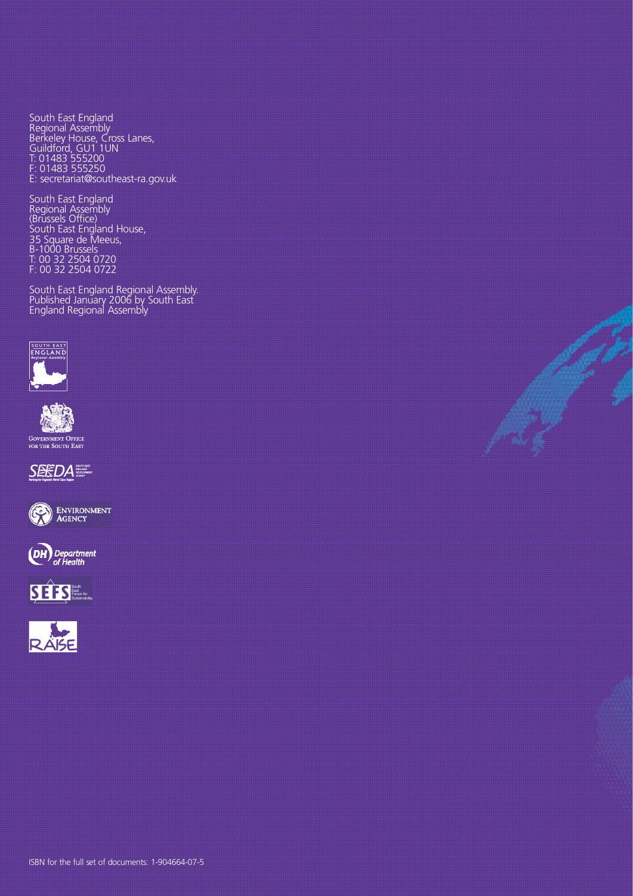South East England
Regional Assembly
Berkeley House, Cross Lanes,
Guildford, GU1 1UN
T: 01483 555200
F: 01483 555250
E: secretariat@southeast-ra.gov.uk

South East England
Regional Assembly
(Brussels Office)
South East England House,
35 Square de Meeus,
B-1000 Brussels
T: 00 32 2504 0720
F: 00 32 2504 0722

South East England Regional Assembly.
Published January 2006 by South East
England Regional Assembly

ISBN for the full set of documents: 1-904664-07-5